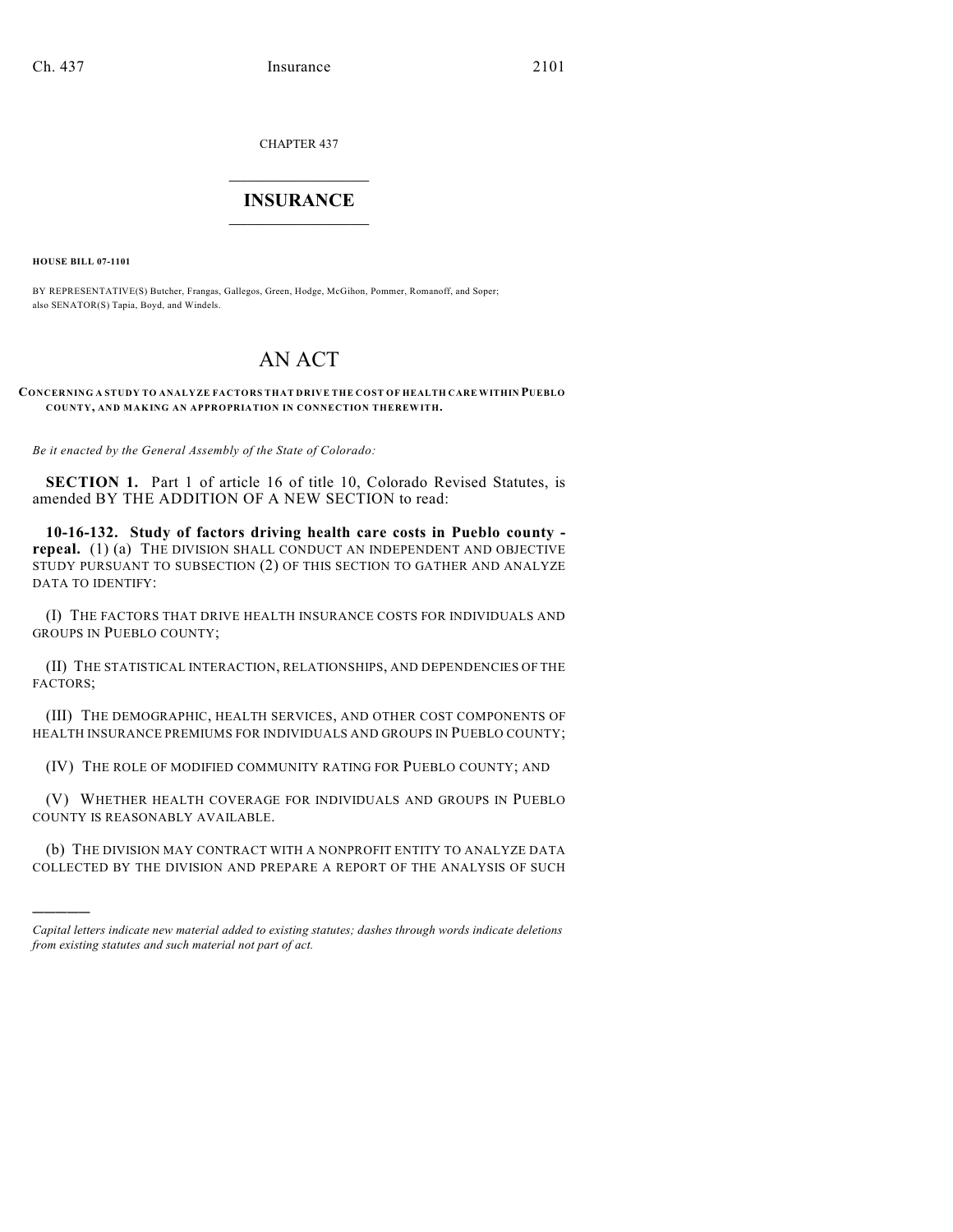CHAPTER 437

# INSURANCE

**HOUSE BILL 07-1101**

BY REPRESENTATIVE(S) Butcher, Frangas, Gallegos, Green, Hodge, McGihon, Pommer, Romanoff, and Soper;
also SENATOR(S) Tapia, Boyd, and Windels.

# AN ACT

**CONCERNING A STUDY TO ANALYZE FACTORS THAT DRIVE THE COST OF HEALTH CARE WITHIN PUEBLO COUNTY, AND MAKING AN APPROPRIATION IN CONNECTION THEREWITH.**

*Be it enacted by the General Assembly of the State of Colorado:*

**SECTION 1.** Part 1 of article 16 of title 10, Colorado Revised Statutes, is amended BY THE ADDITION OF A NEW SECTION to read:

**10-16-132. Study of factors driving health care costs in Pueblo county - repeal.** (1) (a) THE DIVISION SHALL CONDUCT AN INDEPENDENT AND OBJECTIVE STUDY PURSUANT TO SUBSECTION (2) OF THIS SECTION TO GATHER AND ANALYZE DATA TO IDENTIFY:

(I) THE FACTORS THAT DRIVE HEALTH INSURANCE COSTS FOR INDIVIDUALS AND GROUPS IN PUEBLO COUNTY;

(II) THE STATISTICAL INTERACTION, RELATIONSHIPS, AND DEPENDENCIES OF THE FACTORS;

(III) THE DEMOGRAPHIC, HEALTH SERVICES, AND OTHER COST COMPONENTS OF HEALTH INSURANCE PREMIUMS FOR INDIVIDUALS AND GROUPS IN PUEBLO COUNTY;

(IV) THE ROLE OF MODIFIED COMMUNITY RATING FOR PUEBLO COUNTY; AND

(V) WHETHER HEALTH COVERAGE FOR INDIVIDUALS AND GROUPS IN PUEBLO COUNTY IS REASONABLY AVAILABLE.

(b) THE DIVISION MAY CONTRACT WITH A NONPROFIT ENTITY TO ANALYZE DATA COLLECTED BY THE DIVISION AND PREPARE A REPORT OF THE ANALYSIS OF SUCH

————————

*Capital letters indicate new material added to existing statutes; dashes through words indicate deletions from existing statutes and such material not part of act.*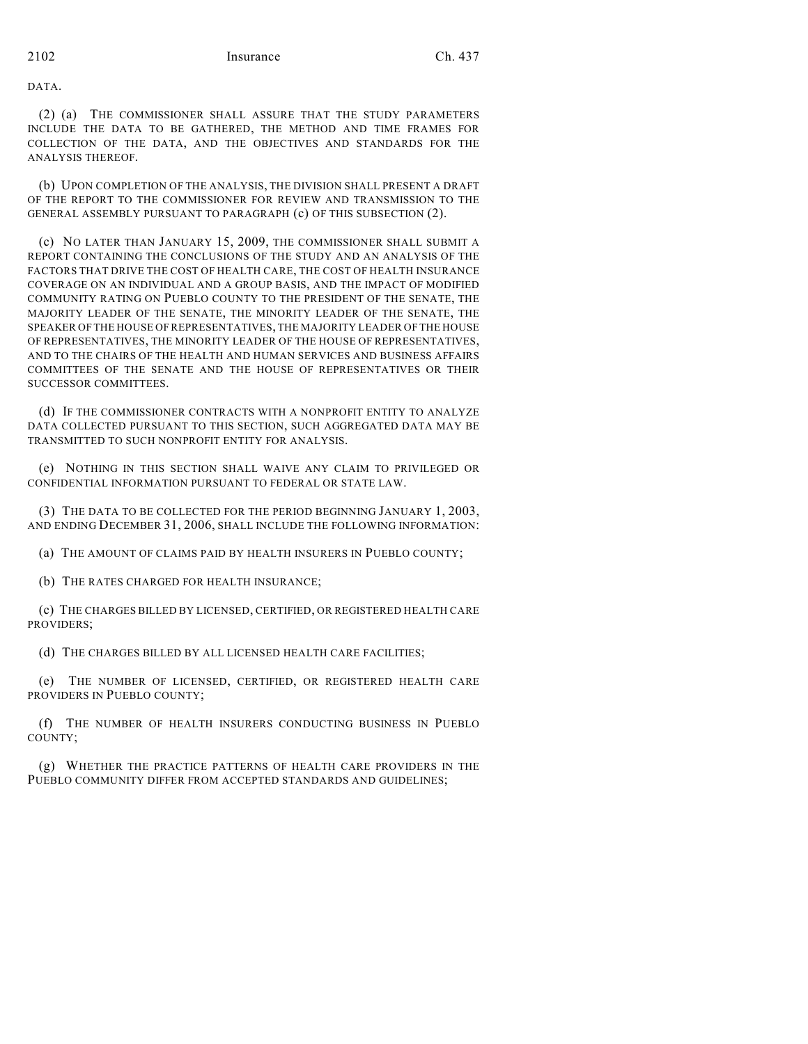DATA.

(2) (a) THE COMMISSIONER SHALL ASSURE THAT THE STUDY PARAMETERS INCLUDE THE DATA TO BE GATHERED, THE METHOD AND TIME FRAMES FOR COLLECTION OF THE DATA, AND THE OBJECTIVES AND STANDARDS FOR THE ANALYSIS THEREOF.

(b) UPON COMPLETION OF THE ANALYSIS, THE DIVISION SHALL PRESENT A DRAFT OF THE REPORT TO THE COMMISSIONER FOR REVIEW AND TRANSMISSION TO THE GENERAL ASSEMBLY PURSUANT TO PARAGRAPH (c) OF THIS SUBSECTION (2).

(c) NO LATER THAN JANUARY 15, 2009, THE COMMISSIONER SHALL SUBMIT A REPORT CONTAINING THE CONCLUSIONS OF THE STUDY AND AN ANALYSIS OF THE FACTORS THAT DRIVE THE COST OF HEALTH CARE, THE COST OF HEALTH INSURANCE COVERAGE ON AN INDIVIDUAL AND A GROUP BASIS, AND THE IMPACT OF MODIFIED COMMUNITY RATING ON PUEBLO COUNTY TO THE PRESIDENT OF THE SENATE, THE MAJORITY LEADER OF THE SENATE, THE MINORITY LEADER OF THE SENATE, THE SPEAKER OF THE HOUSE OF REPRESENTATIVES, THE MAJORITY LEADER OF THE HOUSE OF REPRESENTATIVES, THE MINORITY LEADER OF THE HOUSE OF REPRESENTATIVES, AND TO THE CHAIRS OF THE HEALTH AND HUMAN SERVICES AND BUSINESS AFFAIRS COMMITTEES OF THE SENATE AND THE HOUSE OF REPRESENTATIVES OR THEIR SUCCESSOR COMMITTEES.

(d) IF THE COMMISSIONER CONTRACTS WITH A NONPROFIT ENTITY TO ANALYZE DATA COLLECTED PURSUANT TO THIS SECTION, SUCH AGGREGATED DATA MAY BE TRANSMITTED TO SUCH NONPROFIT ENTITY FOR ANALYSIS.

(e) NOTHING IN THIS SECTION SHALL WAIVE ANY CLAIM TO PRIVILEGED OR CONFIDENTIAL INFORMATION PURSUANT TO FEDERAL OR STATE LAW.

(3) THE DATA TO BE COLLECTED FOR THE PERIOD BEGINNING JANUARY 1, 2003, AND ENDING DECEMBER 31, 2006, SHALL INCLUDE THE FOLLOWING INFORMATION:

(a) THE AMOUNT OF CLAIMS PAID BY HEALTH INSURERS IN PUEBLO COUNTY;

(b) THE RATES CHARGED FOR HEALTH INSURANCE;

(c) THE CHARGES BILLED BY LICENSED, CERTIFIED, OR REGISTERED HEALTH CARE PROVIDERS;

(d) THE CHARGES BILLED BY ALL LICENSED HEALTH CARE FACILITIES;

(e) THE NUMBER OF LICENSED, CERTIFIED, OR REGISTERED HEALTH CARE PROVIDERS IN PUEBLO COUNTY;

(f) THE NUMBER OF HEALTH INSURERS CONDUCTING BUSINESS IN PUEBLO COUNTY;

(g) WHETHER THE PRACTICE PATTERNS OF HEALTH CARE PROVIDERS IN THE PUEBLO COMMUNITY DIFFER FROM ACCEPTED STANDARDS AND GUIDELINES;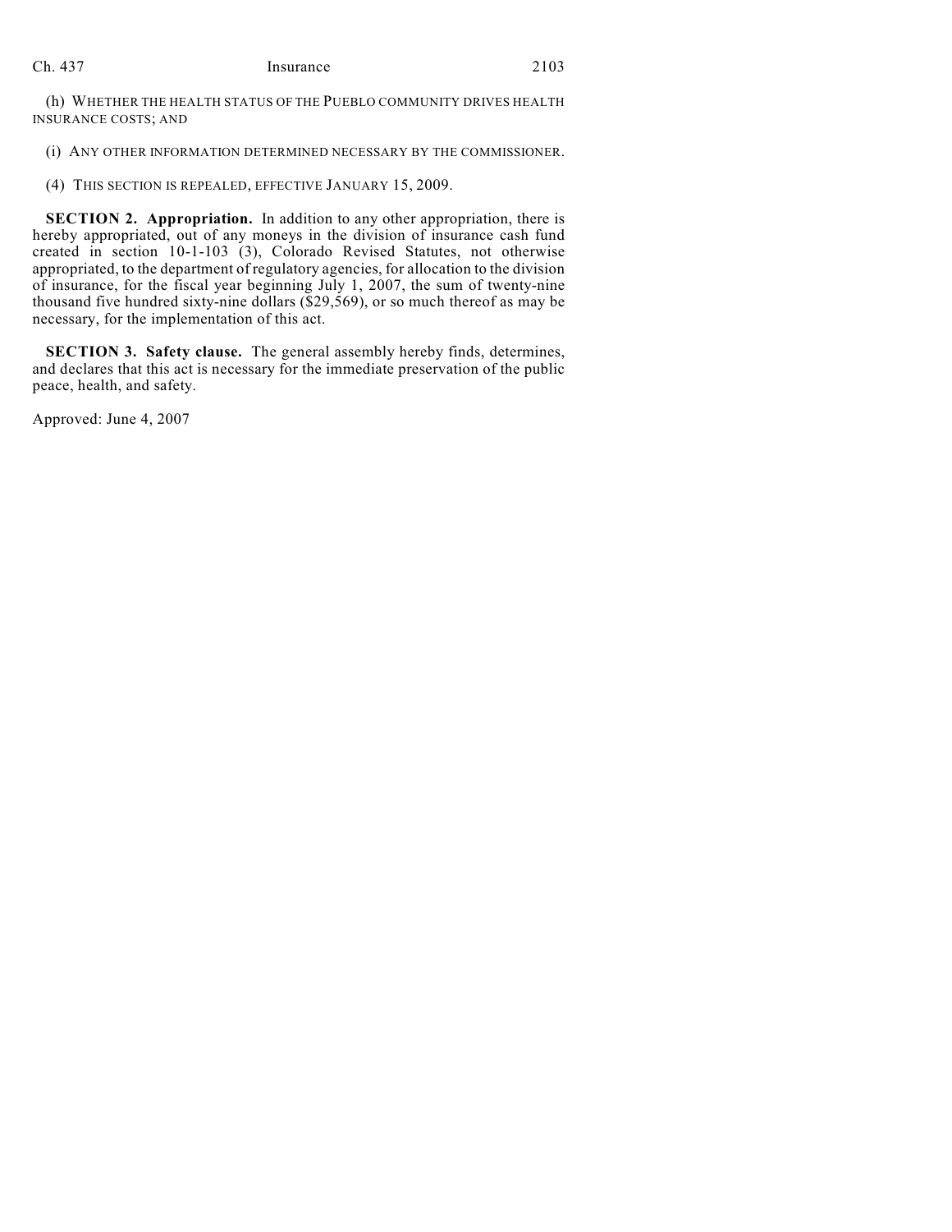(h) WHETHER THE HEALTH STATUS OF THE PUEBLO COMMUNITY DRIVES HEALTH INSURANCE COSTS; AND

(i) ANY OTHER INFORMATION DETERMINED NECESSARY BY THE COMMISSIONER.

(4) THIS SECTION IS REPEALED, EFFECTIVE JANUARY 15, 2009.

**SECTION 2. Appropriation.** In addition to any other appropriation, there is hereby appropriated, out of any moneys in the division of insurance cash fund created in section 10-1-103 (3), Colorado Revised Statutes, not otherwise appropriated, to the department of regulatory agencies, for allocation to the division of insurance, for the fiscal year beginning July 1, 2007, the sum of twenty-nine thousand five hundred sixty-nine dollars ($29,569), or so much thereof as may be necessary, for the implementation of this act.

**SECTION 3. Safety clause.** The general assembly hereby finds, determines, and declares that this act is necessary for the immediate preservation of the public peace, health, and safety.

Approved: June 4, 2007